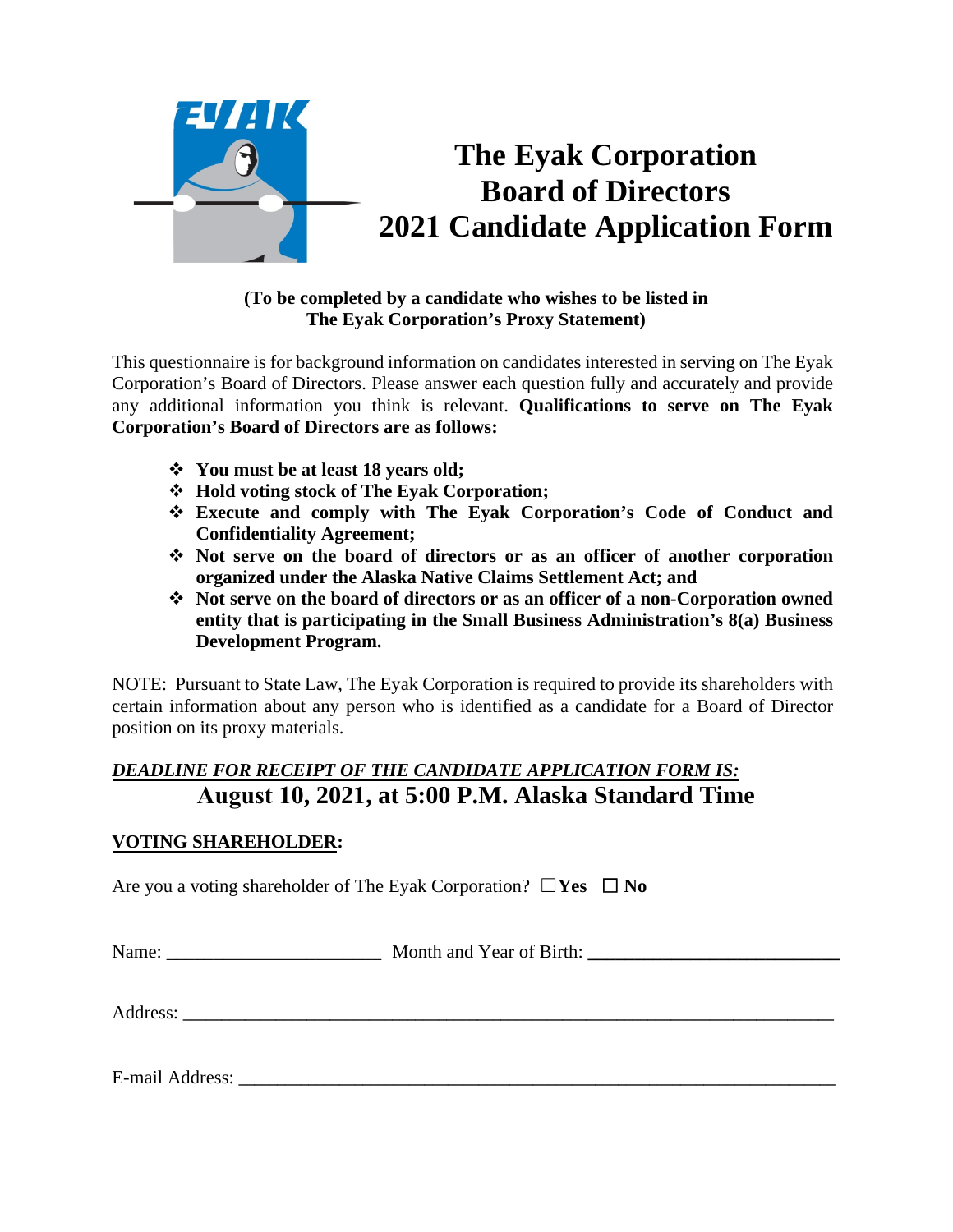# The Eyak Corporation
# Board of Directors
# 2021 Candidate Application Form

**(To be completed by a candidate who wishes to be listed in The Eyak Corporation's Proxy Statement)**

This questionnaire is for background information on candidates interested in serving on The Eyak Corporation's Board of Directors. Please answer each question fully and accurately and provide any additional information you think is relevant. **Qualifications to serve on The Eyak Corporation's Board of Directors are as follows:**

- **You must be at least 18 years old;**
- **Hold voting stock of The Eyak Corporation;**
- **Execute and comply with The Eyak Corporation's Code of Conduct and Confidentiality Agreement;**
- **Not serve on the board of directors or as an officer of another corporation organized under the Alaska Native Claims Settlement Act; and**
- **Not serve on the board of directors or as an officer of a non-Corporation owned entity that is participating in the Small Business Administration's 8(a) Business Development Program.**

NOTE: Pursuant to State Law, The Eyak Corporation is required to provide its shareholders with certain information about any person who is identified as a candidate for a Board of Director position on its proxy materials.

***DEADLINE FOR RECEIPT OF THE CANDIDATE APPLICATION FORM IS:***

**August 10, 2021, at 5:00 P.M. Alaska Standard Time**

**VOTING SHAREHOLDER:**

Are you a voting shareholder of The Eyak Corporation? ☐**Yes** ☐ **No**

Name: _______________________ Month and Year of Birth: ___________________________

Address: ______________________________________________________________________

E-mail Address: ________________________________________________________________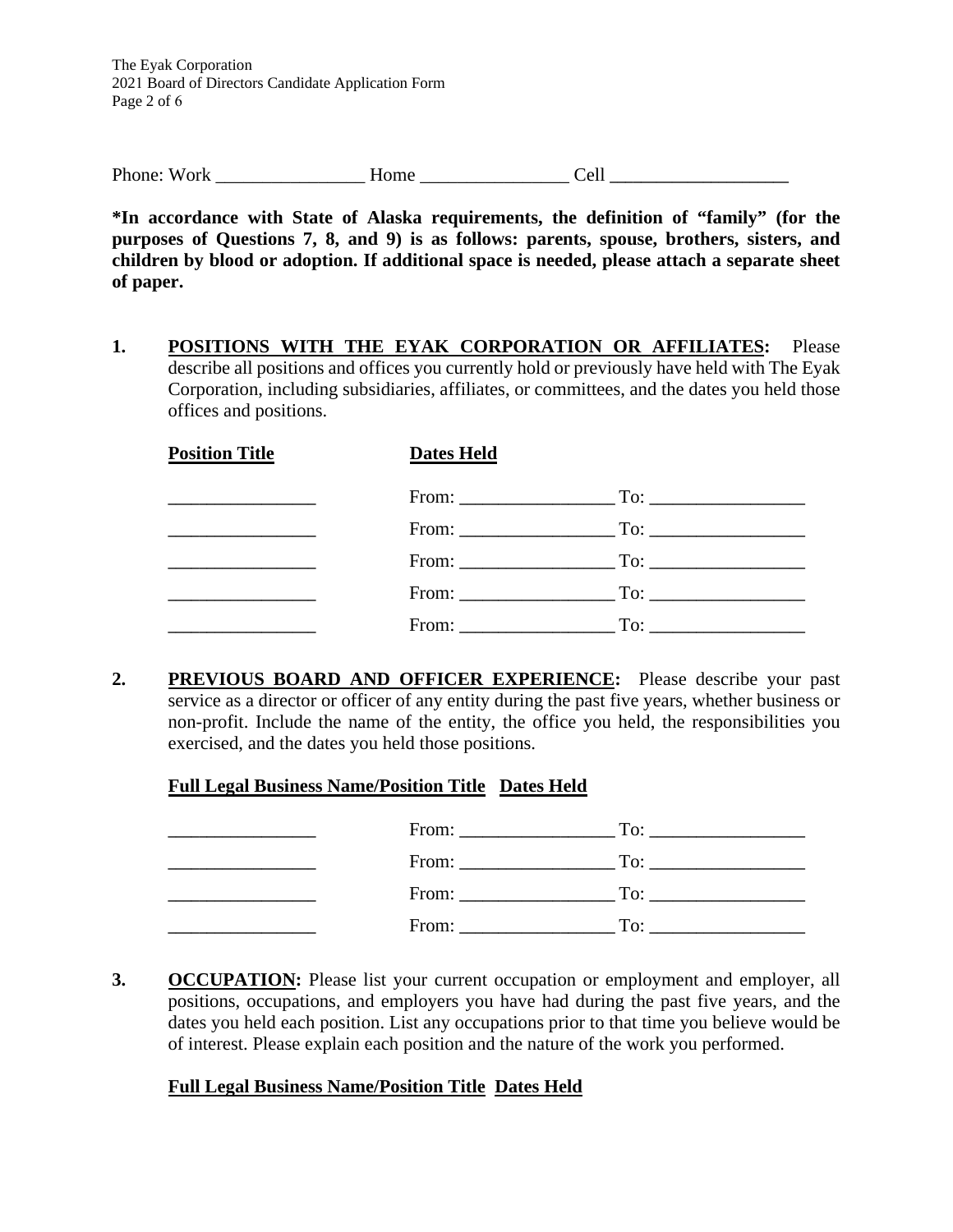Phone: Work ________________ Home ________________ Cell ___________________

**\*In accordance with State of Alaska requirements, the definition of "family" (for the purposes of Questions 7, 8, and 9) is as follows: parents, spouse, brothers, sisters, and children by blood or adoption. If additional space is needed, please attach a separate sheet of paper.**

**1.** **<u>POSITIONS WITH THE EYAK CORPORATION OR AFFILIATES</u>:** Please describe all positions and offices you currently hold or previously have held with The Eyak Corporation, including subsidiaries, affiliates, or committees, and the dates you held those offices and positions.

| **<u>Position Title</u>** | **<u>Dates Held</u>** | |
|---|---|---|
| ________________ | From: ________________ | To: ________________ |
| ________________ | From: ________________ | To: ________________ |
| ________________ | From: ________________ | To: ________________ |
| ________________ | From: ________________ | To: ________________ |
| ________________ | From: ________________ | To: ________________ |

**2.** **<u>PREVIOUS BOARD AND OFFICER EXPERIENCE</u>:** Please describe your past service as a director or officer of any entity during the past five years, whether business or non-profit. Include the name of the entity, the office you held, the responsibilities you exercised, and the dates you held those positions.

| **<u>Full Legal Business Name/Position Title</u>** | **<u>Dates Held</u>** | |
|---|---|---|
| ________________ | From: ________________ | To: ________________ |
| ________________ | From: ________________ | To: ________________ |
| ________________ | From: ________________ | To: ________________ |
| ________________ | From: ________________ | To: ________________ |

**3.** **<u>OCCUPATION</u>:** Please list your current occupation or employment and employer, all positions, occupations, and employers you have had during the past five years, and the dates you held each position. List any occupations prior to that time you believe would be of interest. Please explain each position and the nature of the work you performed.

**<u>Full Legal Business Name/Position Title</u>** **<u>Dates Held</u>**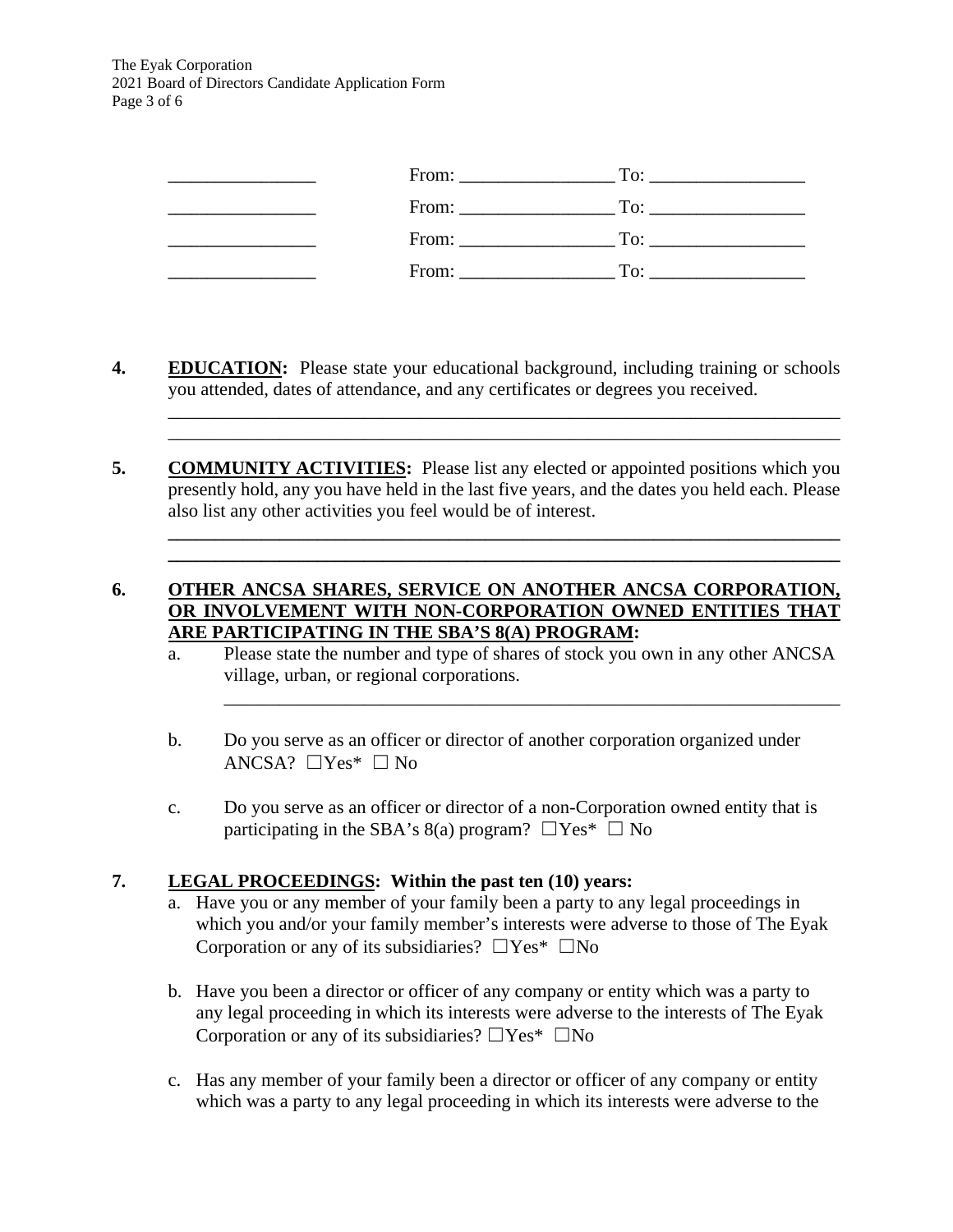________________ From: ________________ To: ________________

________________ From: ________________ To: ________________

________________ From: ________________ To: ________________

________________ From: ________________ To: ________________

**4.** **<u>EDUCATION</u>:** Please state your educational background, including training or schools you attended, dates of attendance, and any certificates or degrees you received.

________________________________________________________________________
________________________________________________________________________

**5.** **<u>COMMUNITY ACTIVITIES</u>:** Please list any elected or appointed positions which you presently hold, any you have held in the last five years, and the dates you held each. Please also list any other activities you feel would be of interest.

________________________________________________________________________
________________________________________________________________________

**6.** **<u>OTHER ANCSA SHARES, SERVICE ON ANOTHER ANCSA CORPORATION, OR INVOLVEMENT WITH NON-CORPORATION OWNED ENTITIES THAT ARE PARTICIPATING IN THE SBA'S 8(A) PROGRAM</u>:**

a. Please state the number and type of shares of stock you own in any other ANCSA village, urban, or regional corporations.

________________________________________________________________________

b. Do you serve as an officer or director of another corporation organized under ANCSA? ☐Yes* ☐ No

c. Do you serve as an officer or director of a non-Corporation owned entity that is participating in the SBA's 8(a) program? ☐Yes* ☐ No

**7.** **<u>LEGAL PROCEEDINGS</u>: Within the past ten (10) years:**

a. Have you or any member of your family been a party to any legal proceedings in which you and/or your family member's interests were adverse to those of The Eyak Corporation or any of its subsidiaries? ☐Yes* ☐No

b. Have you been a director or officer of any company or entity which was a party to any legal proceeding in which its interests were adverse to the interests of The Eyak Corporation or any of its subsidiaries? ☐Yes* ☐No

c. Has any member of your family been a director or officer of any company or entity which was a party to any legal proceeding in which its interests were adverse to the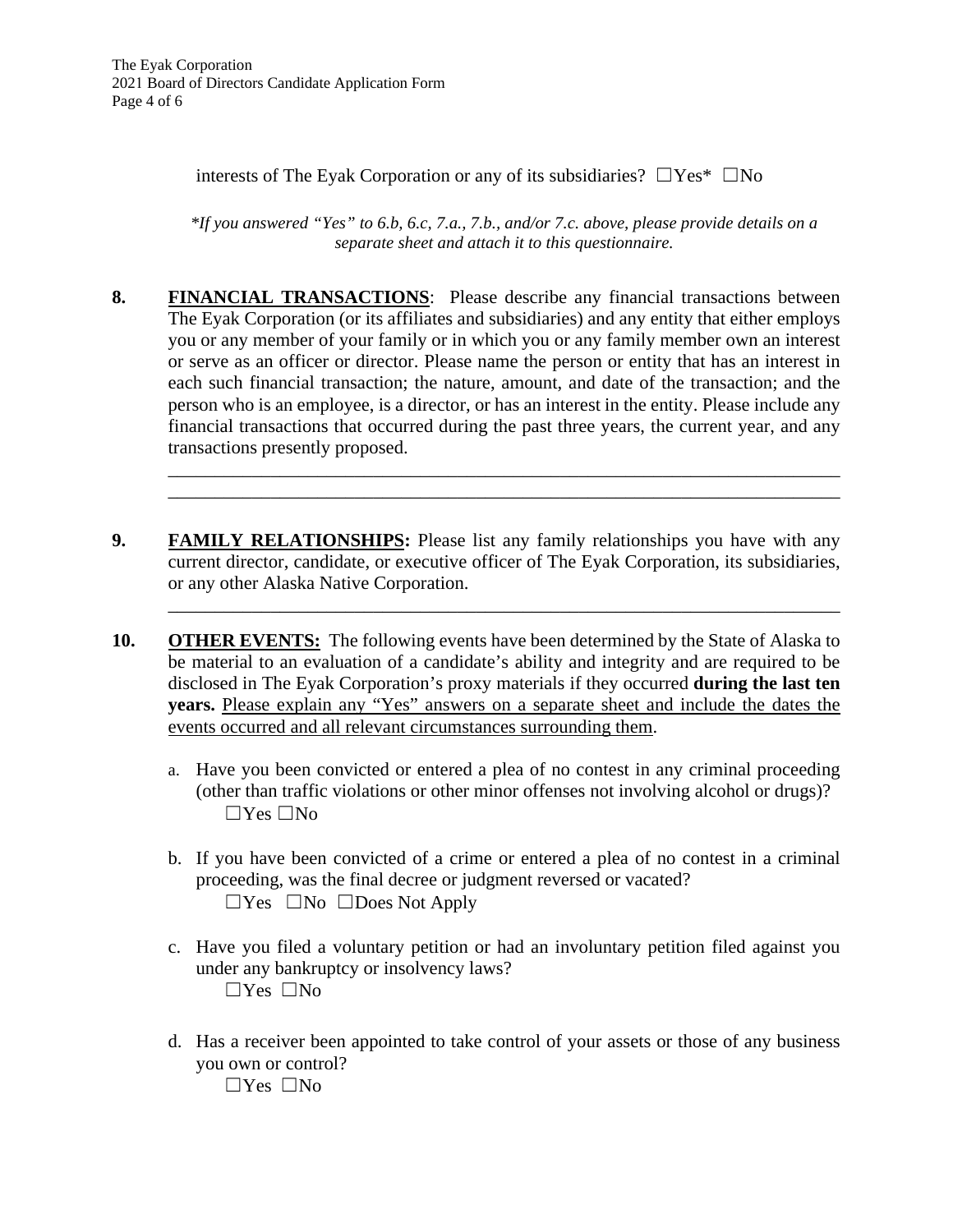interests of The Eyak Corporation or any of its subsidiaries? ☐Yes* ☐No

*\*If you answered "Yes" to 6.b, 6.c, 7.a., 7.b., and/or 7.c. above, please provide details on a separate sheet and attach it to this questionnaire.*

**8.** **FINANCIAL TRANSACTIONS**: Please describe any financial transactions between The Eyak Corporation (or its affiliates and subsidiaries) and any entity that either employs you or any member of your family or in which you or any family member own an interest or serve as an officer or director. Please name the person or entity that has an interest in each such financial transaction; the nature, amount, and date of the transaction; and the person who is an employee, is a director, or has an interest in the entity. Please include any financial transactions that occurred during the past three years, the current year, and any transactions presently proposed.

______________________________________________________________________________
______________________________________________________________________________

**9.** **FAMILY RELATIONSHIPS:** Please list any family relationships you have with any current director, candidate, or executive officer of The Eyak Corporation, its subsidiaries, or any other Alaska Native Corporation.

______________________________________________________________________________

**10.** **OTHER EVENTS:** The following events have been determined by the State of Alaska to be material to an evaluation of a candidate's ability and integrity and are required to be disclosed in The Eyak Corporation's proxy materials if they occurred **during the last ten years.** Please explain any "Yes" answers on a separate sheet and include the dates the events occurred and all relevant circumstances surrounding them.

a. Have you been convicted or entered a plea of no contest in any criminal proceeding (other than traffic violations or other minor offenses not involving alcohol or drugs)?
☐Yes ☐No

b. If you have been convicted of a crime or entered a plea of no contest in a criminal proceeding, was the final decree or judgment reversed or vacated?
☐Yes ☐No ☐Does Not Apply

c. Have you filed a voluntary petition or had an involuntary petition filed against you under any bankruptcy or insolvency laws?
☐Yes ☐No

d. Has a receiver been appointed to take control of your assets or those of any business you own or control?
☐Yes ☐No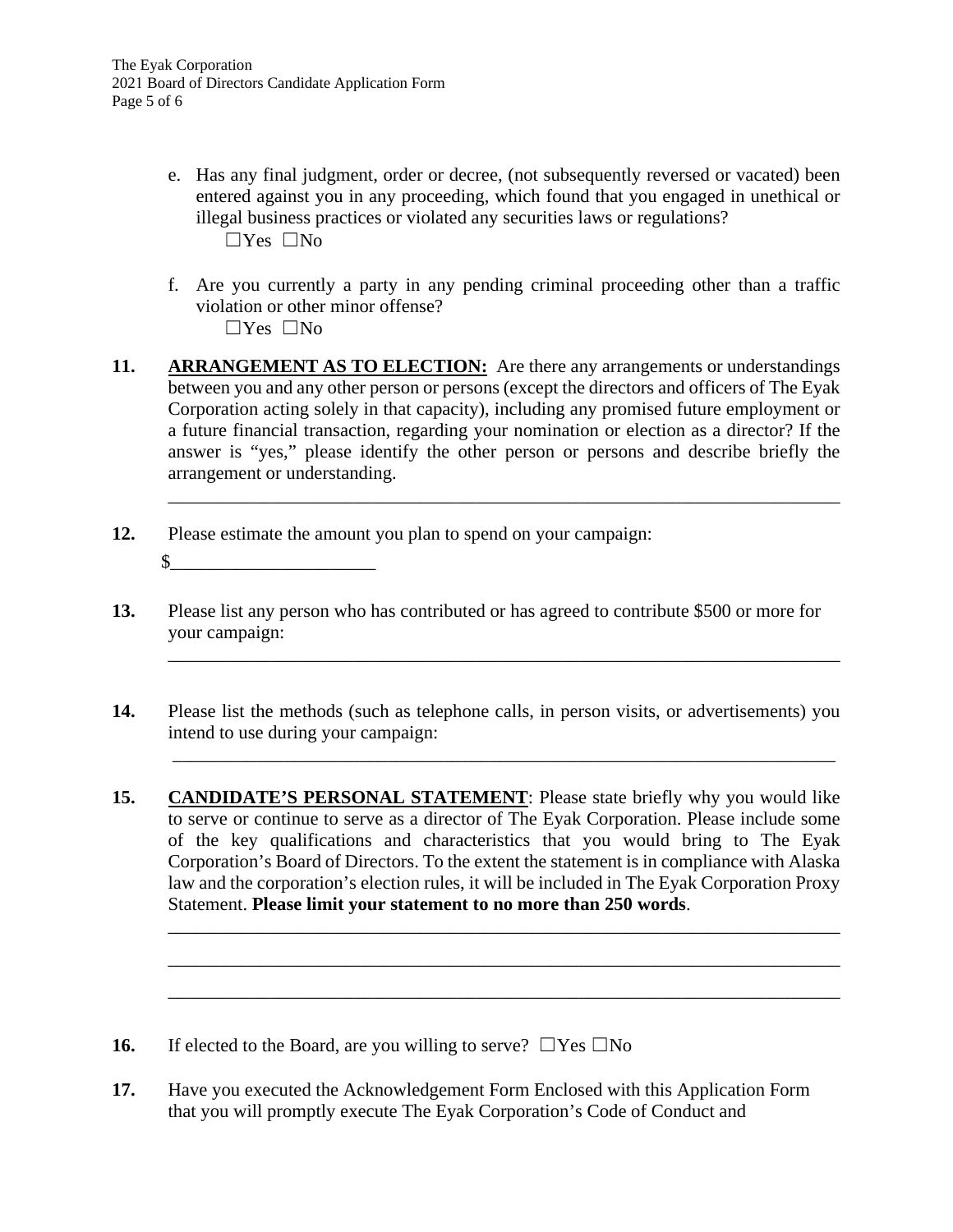e. Has any final judgment, order or decree, (not subsequently reversed or vacated) been entered against you in any proceeding, which found that you engaged in unethical or illegal business practices or violated any securities laws or regulations?
   ☐Yes ☐No

f. Are you currently a party in any pending criminal proceeding other than a traffic violation or other minor offense?
   ☐Yes ☐No

**11.** **ARRANGEMENT AS TO ELECTION:** Are there any arrangements or understandings between you and any other person or persons (except the directors and officers of The Eyak Corporation acting solely in that capacity), including any promised future employment or a future financial transaction, regarding your nomination or election as a director? If the answer is "yes," please identify the other person or persons and describe briefly the arrangement or understanding.

___________________________________________________________________________

**12.** Please estimate the amount you plan to spend on your campaign:

$_____________________

**13.** Please list any person who has contributed or has agreed to contribute $500 or more for your campaign:

___________________________________________________________________________

**14.** Please list the methods (such as telephone calls, in person visits, or advertisements) you intend to use during your campaign:

___________________________________________________________________________

**15.** **CANDIDATE'S PERSONAL STATEMENT**: Please state briefly why you would like to serve or continue to serve as a director of The Eyak Corporation. Please include some of the key qualifications and characteristics that you would bring to The Eyak Corporation's Board of Directors. To the extent the statement is in compliance with Alaska law and the corporation's election rules, it will be included in The Eyak Corporation Proxy Statement. **Please limit your statement to no more than 250 words**.

___________________________________________________________________________

___________________________________________________________________________

___________________________________________________________________________

**16.** If elected to the Board, are you willing to serve? ☐Yes ☐No

**17.** Have you executed the Acknowledgement Form Enclosed with this Application Form that you will promptly execute The Eyak Corporation's Code of Conduct and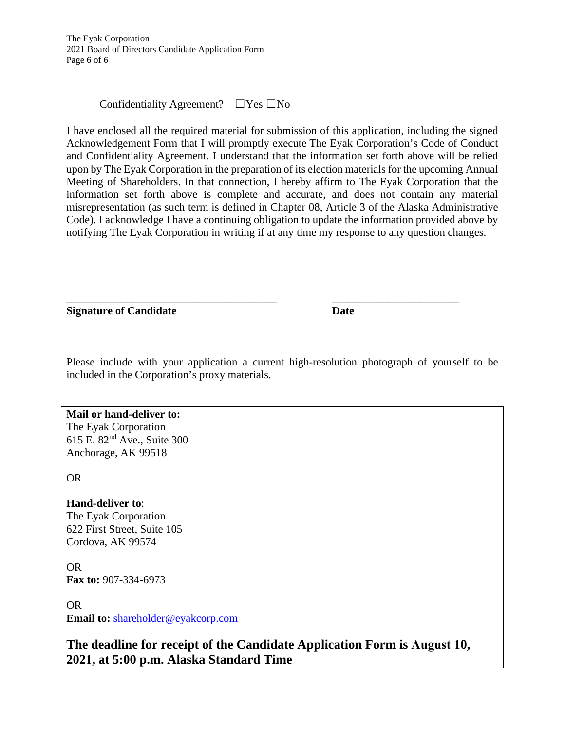Confidentiality Agreement? ☐Yes ☐No

I have enclosed all the required material for submission of this application, including the signed Acknowledgement Form that I will promptly execute The Eyak Corporation's Code of Conduct and Confidentiality Agreement. I understand that the information set forth above will be relied upon by The Eyak Corporation in the preparation of its election materials for the upcoming Annual Meeting of Shareholders. In that connection, I hereby affirm to The Eyak Corporation that the information set forth above is complete and accurate, and does not contain any material misrepresentation (as such term is defined in Chapter 08, Article 3 of the Alaska Administrative Code). I acknowledge I have a continuing obligation to update the information provided above by notifying The Eyak Corporation in writing if at any time my response to any question changes.

_______________________________________ _______________________

**Signature of Candidate** **Date**

Please include with your application a current high-resolution photograph of yourself to be included in the Corporation's proxy materials.

**Mail or hand-deliver to:**
The Eyak Corporation
615 E. 82nd Ave., Suite 300
Anchorage, AK 99518

OR

**Hand-deliver to**:
The Eyak Corporation
622 First Street, Suite 105
Cordova, AK 99574

OR
**Fax to:** 907-334-6973

OR
**Email to:** shareholder@eyakcorp.com

**The deadline for receipt of the Candidate Application Form is August 10, 2021, at 5:00 p.m. Alaska Standard Time**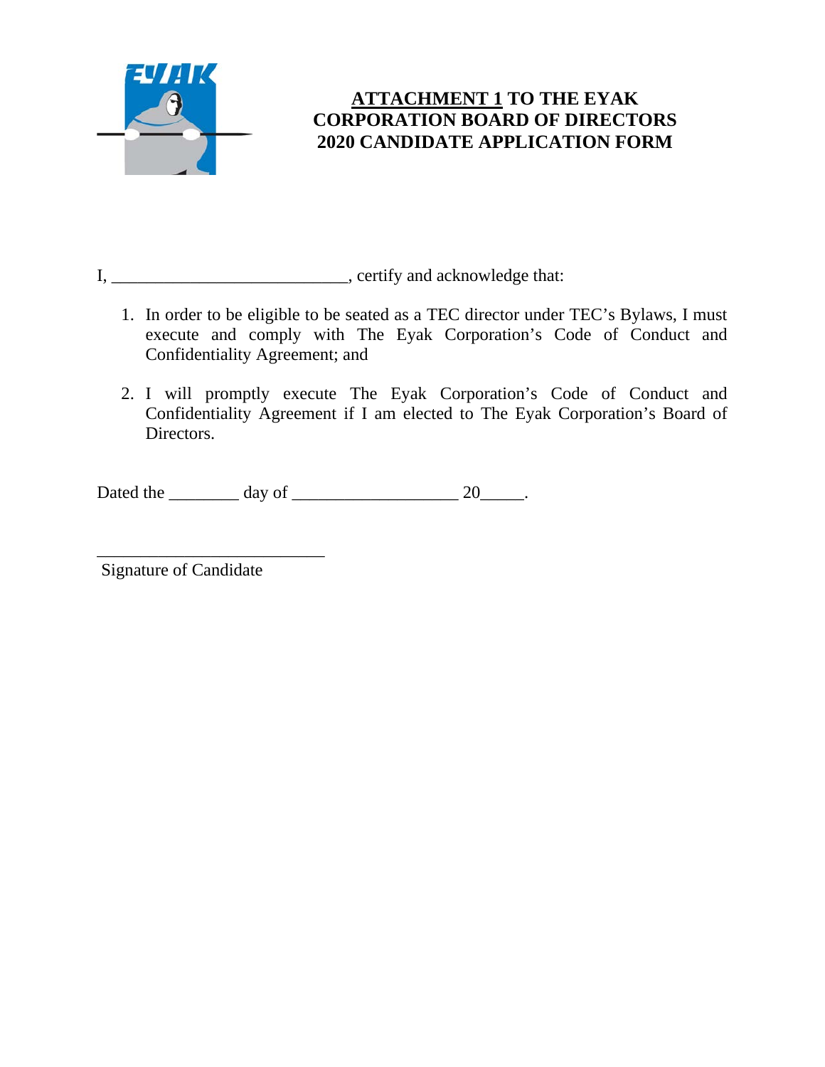## ATTACHMENT 1 TO THE EYAK CORPORATION BOARD OF DIRECTORS 2020 CANDIDATE APPLICATION FORM

I, ___________________________, certify and acknowledge that:

1. In order to be eligible to be seated as a TEC director under TEC's Bylaws, I must execute and comply with The Eyak Corporation's Code of Conduct and Confidentiality Agreement; and

2. I will promptly execute The Eyak Corporation's Code of Conduct and Confidentiality Agreement if I am elected to The Eyak Corporation's Board of Directors.

Dated the ________ day of ___________________ 20_____.

__________________________

Signature of Candidate